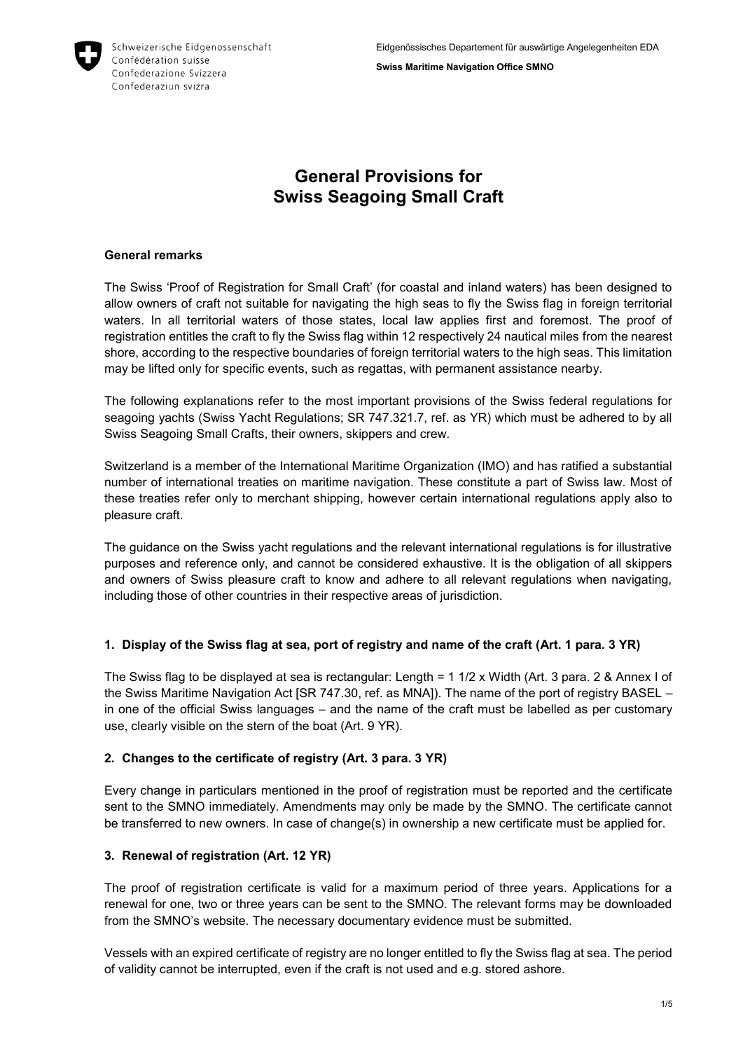# General Provisions for Swiss Seagoing Small Craft

## General remarks

The Swiss 'Proof of Registration for Small Craft' (for coastal and inland waters) has been designed to allow owners of craft not suitable for navigating the high seas to fly the Swiss flag in foreign territorial waters. In all territorial waters of those states, local law applies first and foremost. The proof of registration entitles the craft to fly the Swiss flag within 12 respectively 24 nautical miles from the nearest shore, according to the respective boundaries of foreign territorial waters to the high seas. This limitation may be lifted only for specific events, such as regattas, with permanent assistance nearby.

The following explanations refer to the most important provisions of the Swiss federal regulations for seagoing yachts (Swiss Yacht Regulations; SR 747.321.7, ref. as YR) which must be adhered to by all Swiss Seagoing Small Crafts, their owners, skippers and crew.

Switzerland is a member of the International Maritime Organization (IMO) and has ratified a substantial number of international treaties on maritime navigation. These constitute a part of Swiss law. Most of these treaties refer only to merchant shipping, however certain international regulations apply also to pleasure craft.

The guidance on the Swiss yacht regulations and the relevant international regulations is for illustrative purposes and reference only, and cannot be considered exhaustive. It is the obligation of all skippers and owners of Swiss pleasure craft to know and adhere to all relevant regulations when navigating, including those of other countries in their respective areas of jurisdiction.

## 1. Display of the Swiss flag at sea, port of registry and name of the craft (Art. 1 para. 3 YR)

The Swiss flag to be displayed at sea is rectangular: Length = 1 1/2 x Width (Art. 3 para. 2 & Annex I of the Swiss Maritime Navigation Act [SR 747.30, ref. as MNA]). The name of the port of registry BASEL – in one of the official Swiss languages – and the name of the craft must be labelled as per customary use, clearly visible on the stern of the boat (Art. 9 YR).

## 2. Changes to the certificate of registry (Art. 3 para. 3 YR)

Every change in particulars mentioned in the proof of registration must be reported and the certificate sent to the SMNO immediately. Amendments may only be made by the SMNO. The certificate cannot be transferred to new owners. In case of change(s) in ownership a new certificate must be applied for.

## 3. Renewal of registration (Art. 12 YR)

The proof of registration certificate is valid for a maximum period of three years. Applications for a renewal for one, two or three years can be sent to the SMNO. The relevant forms may be downloaded from the SMNO's website. The necessary documentary evidence must be submitted.

Vessels with an expired certificate of registry are no longer entitled to fly the Swiss flag at sea. The period of validity cannot be interrupted, even if the craft is not used and e.g. stored ashore.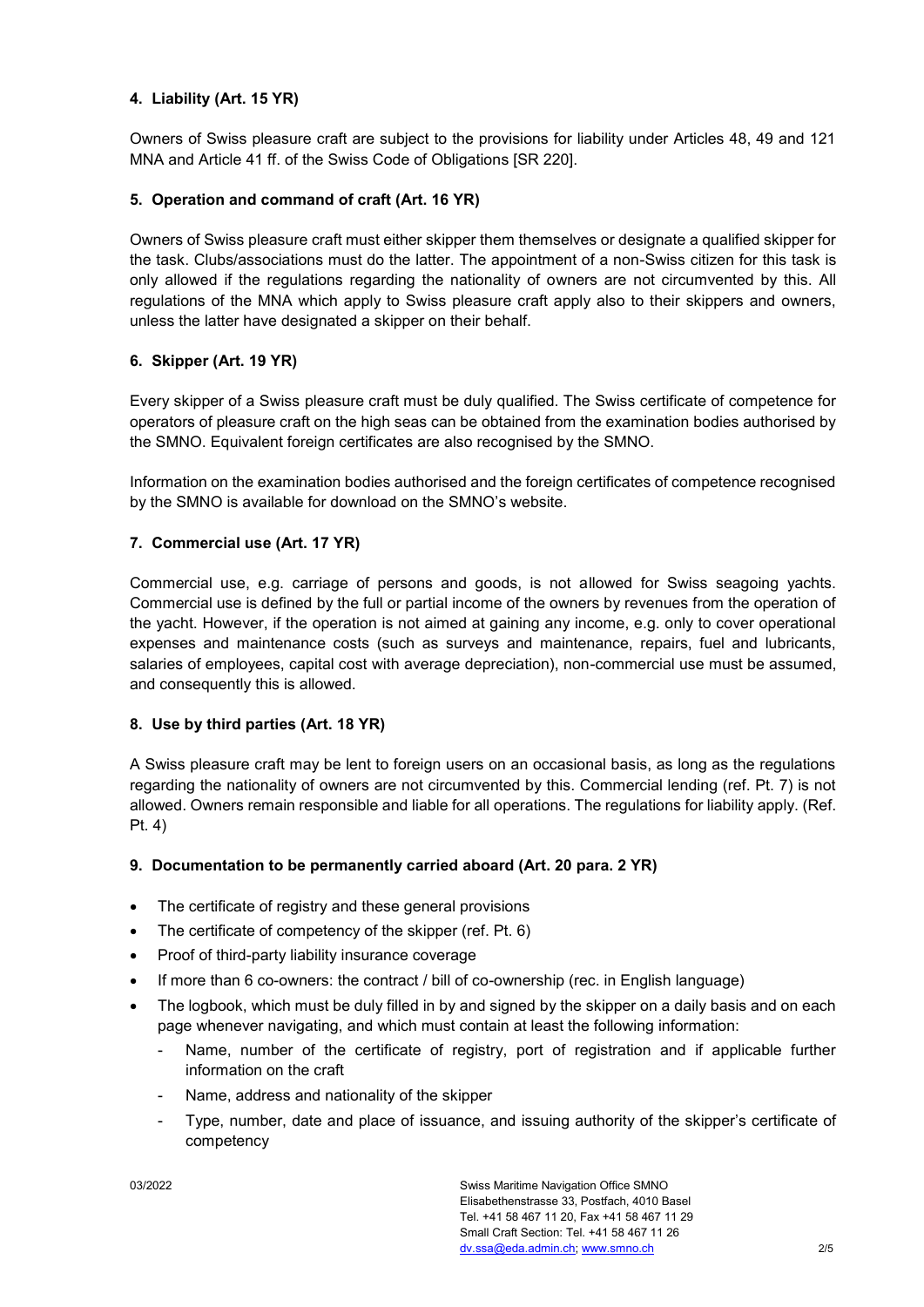### 4. Liability (Art. 15 YR)

Owners of Swiss pleasure craft are subject to the provisions for liability under Articles 48, 49 and 121 MNA and Article 41 ff. of the Swiss Code of Obligations [SR 220].

### 5. Operation and command of craft (Art. 16 YR)

Owners of Swiss pleasure craft must either skipper them themselves or designate a qualified skipper for the task. Clubs/associations must do the latter. The appointment of a non-Swiss citizen for this task is only allowed if the regulations regarding the nationality of owners are not circumvented by this. All regulations of the MNA which apply to Swiss pleasure craft apply also to their skippers and owners, unless the latter have designated a skipper on their behalf.

### 6. Skipper (Art. 19 YR)

Every skipper of a Swiss pleasure craft must be duly qualified. The Swiss certificate of competence for operators of pleasure craft on the high seas can be obtained from the examination bodies authorised by the SMNO. Equivalent foreign certificates are also recognised by the SMNO.

Information on the examination bodies authorised and the foreign certificates of competence recognised by the SMNO is available for download on the SMNO's website.

### 7. Commercial use (Art. 17 YR)

Commercial use, e.g. carriage of persons and goods, is not allowed for Swiss seagoing yachts. Commercial use is defined by the full or partial income of the owners by revenues from the operation of the yacht. However, if the operation is not aimed at gaining any income, e.g. only to cover operational expenses and maintenance costs (such as surveys and maintenance, repairs, fuel and lubricants, salaries of employees, capital cost with average depreciation), non-commercial use must be assumed, and consequently this is allowed.

### 8. Use by third parties (Art. 18 YR)

A Swiss pleasure craft may be lent to foreign users on an occasional basis, as long as the regulations regarding the nationality of owners are not circumvented by this. Commercial lending (ref. Pt. 7) is not allowed. Owners remain responsible and liable for all operations. The regulations for liability apply. (Ref. Pt. 4)

### 9. Documentation to be permanently carried aboard (Art. 20 para. 2 YR)

- The certificate of registry and these general provisions
- The certificate of competency of the skipper (ref. Pt. 6)
- Proof of third-party liability insurance coverage
- If more than 6 co-owners: the contract / bill of co-ownership (rec. in English language)
- The logbook, which must be duly filled in by and signed by the skipper on a daily basis and on each page whenever navigating, and which must contain at least the following information:
  - Name, number of the certificate of registry, port of registration and if applicable further information on the craft
  - Name, address and nationality of the skipper
  - Type, number, date and place of issuance, and issuing authority of the skipper's certificate of competency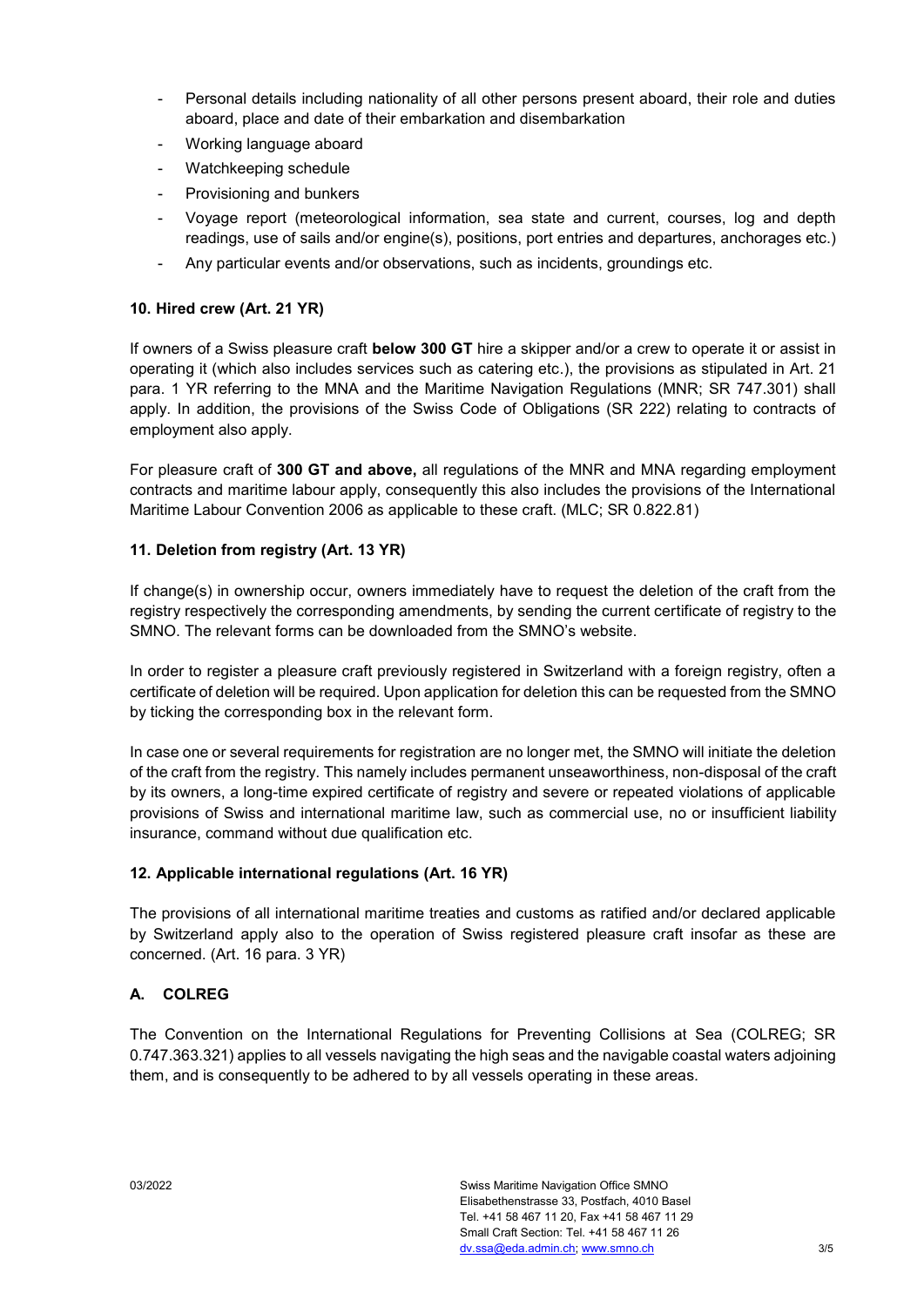- Personal details including nationality of all other persons present aboard, their role and duties aboard, place and date of their embarkation and disembarkation
- Working language aboard
- Watchkeeping schedule
- Provisioning and bunkers
- Voyage report (meteorological information, sea state and current, courses, log and depth readings, use of sails and/or engine(s), positions, port entries and departures, anchorages etc.)
- Any particular events and/or observations, such as incidents, groundings etc.

### 10. Hired crew (Art. 21 YR)

If owners of a Swiss pleasure craft **below 300 GT** hire a skipper and/or a crew to operate it or assist in operating it (which also includes services such as catering etc.), the provisions as stipulated in Art. 21 para. 1 YR referring to the MNA and the Maritime Navigation Regulations (MNR; SR 747.301) shall apply. In addition, the provisions of the Swiss Code of Obligations (SR 222) relating to contracts of employment also apply.

For pleasure craft of **300 GT and above,** all regulations of the MNR and MNA regarding employment contracts and maritime labour apply, consequently this also includes the provisions of the International Maritime Labour Convention 2006 as applicable to these craft. (MLC; SR 0.822.81)

### 11. Deletion from registry (Art. 13 YR)

If change(s) in ownership occur, owners immediately have to request the deletion of the craft from the registry respectively the corresponding amendments, by sending the current certificate of registry to the SMNO. The relevant forms can be downloaded from the SMNO's website.

In order to register a pleasure craft previously registered in Switzerland with a foreign registry, often a certificate of deletion will be required. Upon application for deletion this can be requested from the SMNO by ticking the corresponding box in the relevant form.

In case one or several requirements for registration are no longer met, the SMNO will initiate the deletion of the craft from the registry. This namely includes permanent unseaworthiness, non-disposal of the craft by its owners, a long-time expired certificate of registry and severe or repeated violations of applicable provisions of Swiss and international maritime law, such as commercial use, no or insufficient liability insurance, command without due qualification etc.

### 12. Applicable international regulations (Art. 16 YR)

The provisions of all international maritime treaties and customs as ratified and/or declared applicable by Switzerland apply also to the operation of Swiss registered pleasure craft insofar as these are concerned. (Art. 16 para. 3 YR)

### A. COLREG

The Convention on the International Regulations for Preventing Collisions at Sea (COLREG; SR 0.747.363.321) applies to all vessels navigating the high seas and the navigable coastal waters adjoining them, and is consequently to be adhered to by all vessels operating in these areas.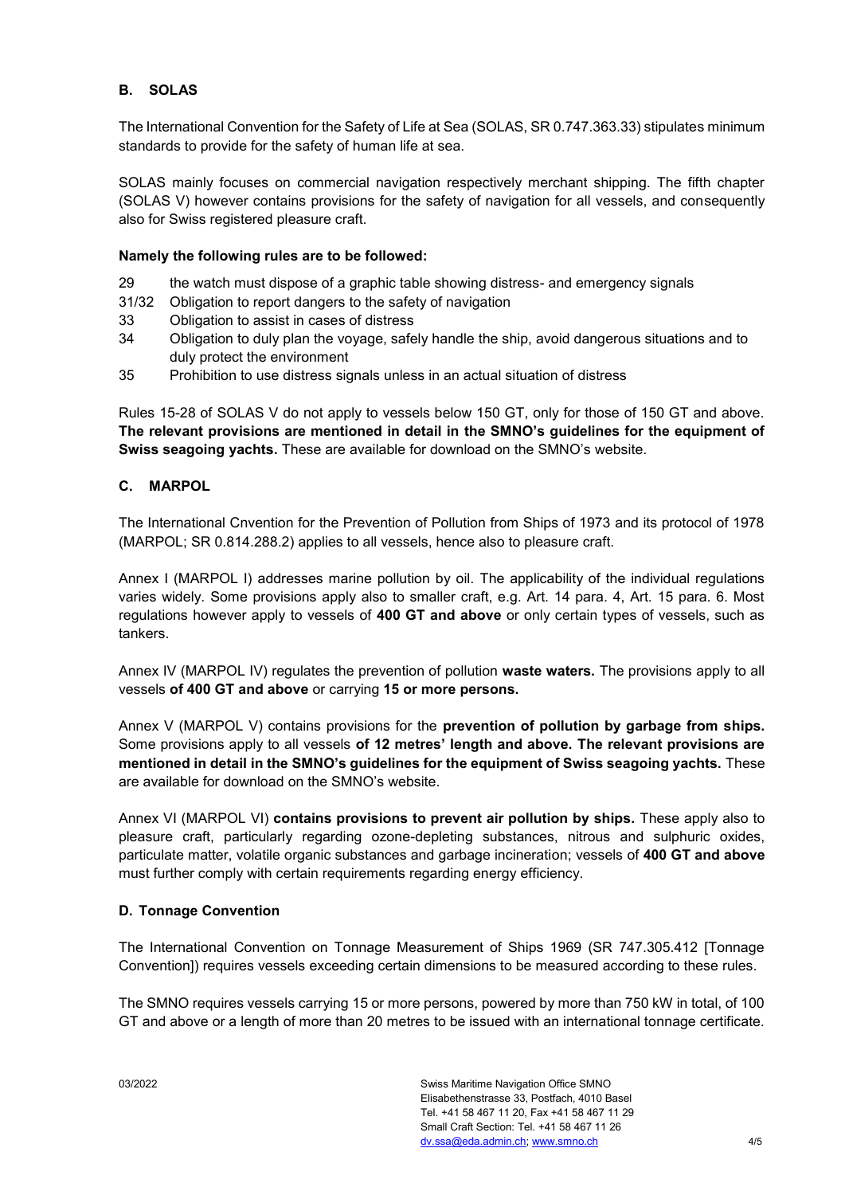## B. SOLAS

The International Convention for the Safety of Life at Sea (SOLAS, SR 0.747.363.33) stipulates minimum standards to provide for the safety of human life at sea.

SOLAS mainly focuses on commercial navigation respectively merchant shipping. The fifth chapter (SOLAS V) however contains provisions for the safety of navigation for all vessels, and consequently also for Swiss registered pleasure craft.

**Namely the following rules are to be followed:**

- 29 the watch must dispose of a graphic table showing distress- and emergency signals
- 31/32 Obligation to report dangers to the safety of navigation
- 33 Obligation to assist in cases of distress
- 34 Obligation to duly plan the voyage, safely handle the ship, avoid dangerous situations and to duly protect the environment
- 35 Prohibition to use distress signals unless in an actual situation of distress

Rules 15-28 of SOLAS V do not apply to vessels below 150 GT, only for those of 150 GT and above. **The relevant provisions are mentioned in detail in the SMNO's guidelines for the equipment of Swiss seagoing yachts.** These are available for download on the SMNO's website.

## C. MARPOL

The International Cnvention for the Prevention of Pollution from Ships of 1973 and its protocol of 1978 (MARPOL; SR 0.814.288.2) applies to all vessels, hence also to pleasure craft.

Annex I (MARPOL I) addresses marine pollution by oil. The applicability of the individual regulations varies widely. Some provisions apply also to smaller craft, e.g. Art. 14 para. 4, Art. 15 para. 6. Most regulations however apply to vessels of **400 GT and above** or only certain types of vessels, such as tankers.

Annex IV (MARPOL IV) regulates the prevention of pollution **waste waters.** The provisions apply to all vessels **of 400 GT and above** or carrying **15 or more persons.**

Annex V (MARPOL V) contains provisions for the **prevention of pollution by garbage from ships.** Some provisions apply to all vessels **of 12 metres' length and above. The relevant provisions are mentioned in detail in the SMNO's guidelines for the equipment of Swiss seagoing yachts.** These are available for download on the SMNO's website.

Annex VI (MARPOL VI) **contains provisions to prevent air pollution by ships.** These apply also to pleasure craft, particularly regarding ozone-depleting substances, nitrous and sulphuric oxides, particulate matter, volatile organic substances and garbage incineration; vessels of **400 GT and above** must further comply with certain requirements regarding energy efficiency.

## D. Tonnage Convention

The International Convention on Tonnage Measurement of Ships 1969 (SR 747.305.412 [Tonnage Convention]) requires vessels exceeding certain dimensions to be measured according to these rules.

The SMNO requires vessels carrying 15 or more persons, powered by more than 750 kW in total, of 100 GT and above or a length of more than 20 metres to be issued with an international tonnage certificate.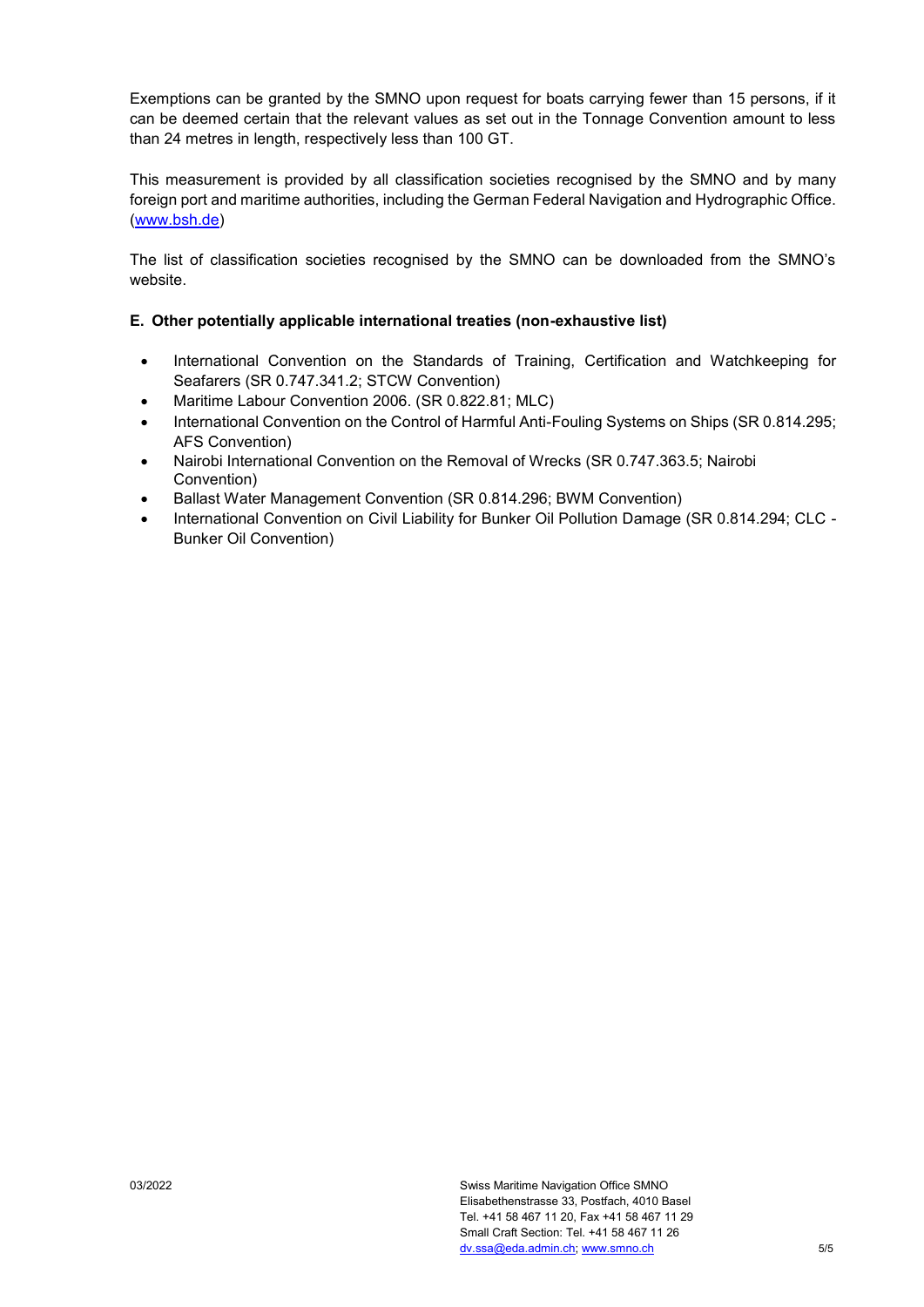Exemptions can be granted by the SMNO upon request for boats carrying fewer than 15 persons, if it can be deemed certain that the relevant values as set out in the Tonnage Convention amount to less than 24 metres in length, respectively less than 100 GT.

This measurement is provided by all classification societies recognised by the SMNO and by many foreign port and maritime authorities, including the German Federal Navigation and Hydrographic Office. (www.bsh.de)

The list of classification societies recognised by the SMNO can be downloaded from the SMNO's website.

### E. Other potentially applicable international treaties (non-exhaustive list)

- International Convention on the Standards of Training, Certification and Watchkeeping for Seafarers (SR 0.747.341.2; STCW Convention)
- Maritime Labour Convention 2006. (SR 0.822.81; MLC)
- International Convention on the Control of Harmful Anti-Fouling Systems on Ships (SR 0.814.295; AFS Convention)
- Nairobi International Convention on the Removal of Wrecks (SR 0.747.363.5; Nairobi Convention)
- Ballast Water Management Convention (SR 0.814.296; BWM Convention)
- International Convention on Civil Liability for Bunker Oil Pollution Damage (SR 0.814.294; CLC - Bunker Oil Convention)